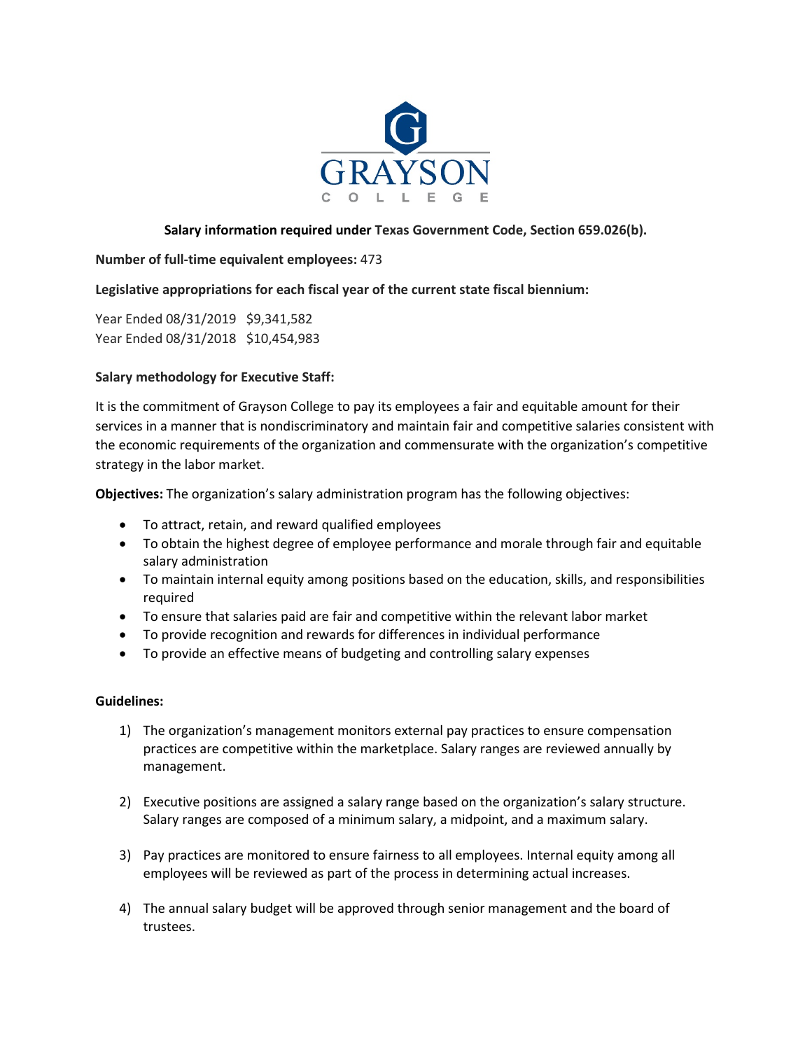GRAYSON COLLEGE

**Salary information required under Texas Government Code, Section 659.026(b).**

**Number of full-time equivalent employees:** 473

**Legislative appropriations for each fiscal year of the current state fiscal biennium:**

Year Ended 08/31/2019 $9,341,582
Year Ended 08/31/2018 $10,454,983

**Salary methodology for Executive Staff:**

It is the commitment of Grayson College to pay its employees a fair and equitable amount for their services in a manner that is nondiscriminatory and maintain fair and competitive salaries consistent with the economic requirements of the organization and commensurate with the organization's competitive strategy in the labor market.

**Objectives:** The organization's salary administration program has the following objectives:

- To attract, retain, and reward qualified employees
- To obtain the highest degree of employee performance and morale through fair and equitable salary administration
- To maintain internal equity among positions based on the education, skills, and responsibilities required
- To ensure that salaries paid are fair and competitive within the relevant labor market
- To provide recognition and rewards for differences in individual performance
- To provide an effective means of budgeting and controlling salary expenses

**Guidelines:**

1) The organization's management monitors external pay practices to ensure compensation practices are competitive within the marketplace. Salary ranges are reviewed annually by management.

2) Executive positions are assigned a salary range based on the organization's salary structure. Salary ranges are composed of a minimum salary, a midpoint, and a maximum salary.

3) Pay practices are monitored to ensure fairness to all employees. Internal equity among all employees will be reviewed as part of the process in determining actual increases.

4) The annual salary budget will be approved through senior management and the board of trustees.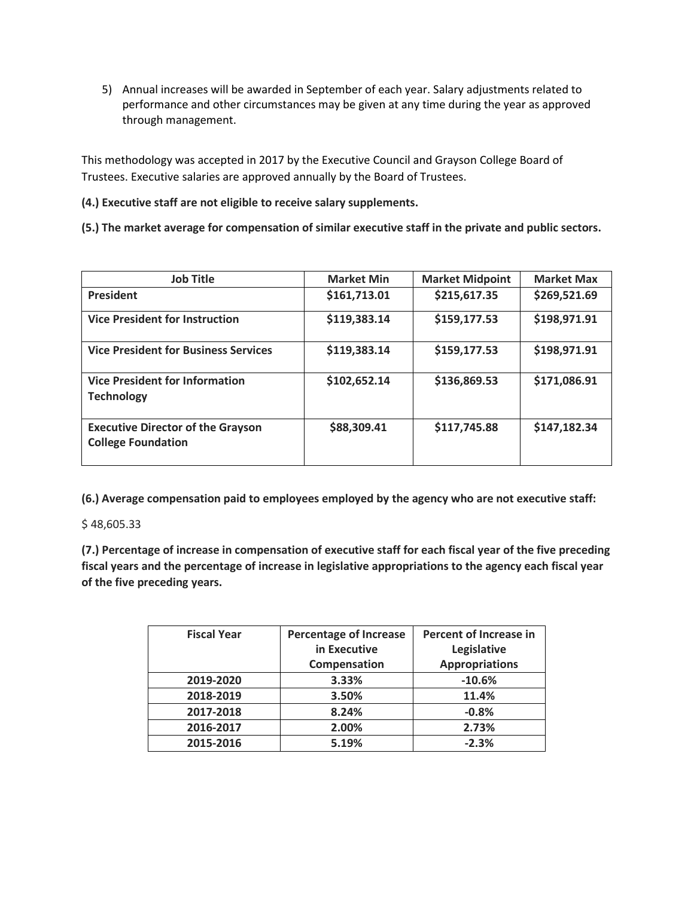5) Annual increases will be awarded in September of each year. Salary adjustments related to performance and other circumstances may be given at any time during the year as approved through management.

This methodology was accepted in 2017 by the Executive Council and Grayson College Board of Trustees. Executive salaries are approved annually by the Board of Trustees.

**(4.) Executive staff are not eligible to receive salary supplements.**

**(5.) The market average for compensation of similar executive staff in the private and public sectors.**

| Job Title | Market Min | Market Midpoint | Market Max |
|---|---|---|---|
| **President** | **$161,713.01** | **$215,617.35** | **$269,521.69** |
| **Vice President for Instruction** | **$119,383.14** | **$159,177.53** | **$198,971.91** |
| **Vice President for Business Services** | **$119,383.14** | **$159,177.53** | **$198,971.91** |
| **Vice President for Information Technology** | **$102,652.14** | **$136,869.53** | **$171,086.91** |
| **Executive Director of the Grayson College Foundation** | **$88,309.41** | **$117,745.88** | **$147,182.34** |

**(6.) Average compensation paid to employees employed by the agency who are not executive staff:**

$ 48,605.33

**(7.) Percentage of increase in compensation of executive staff for each fiscal year of the five preceding fiscal years and the percentage of increase in legislative appropriations to the agency each fiscal year of the five preceding years.**

| Fiscal Year | Percentage of Increase in Executive Compensation | Percent of Increase in Legislative Appropriations |
|---|---|---|
| **2019-2020** | **3.33%** | **-10.6%** |
| **2018-2019** | **3.50%** | **11.4%** |
| **2017-2018** | **8.24%** | **-0.8%** |
| **2016-2017** | **2.00%** | **2.73%** |
| **2015-2016** | **5.19%** | **-2.3%** |